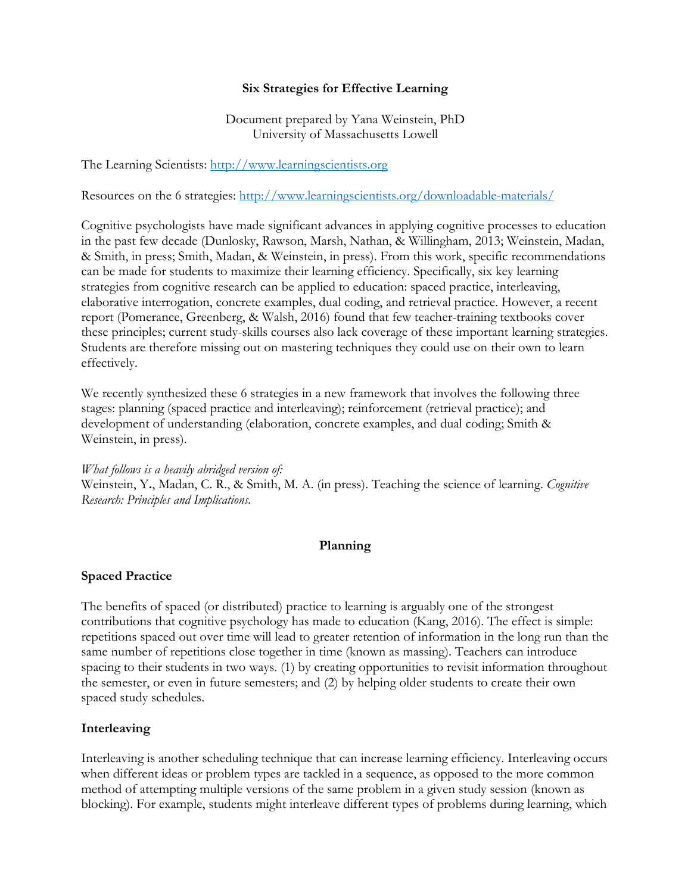# Six Strategies for Effective Learning

Document prepared by Yana Weinstein, PhD
University of Massachusetts Lowell

The Learning Scientists: [http://www.learningscientists.org](http://www.learningscientists.org)

Resources on the 6 strategies: [http://www.learningscientists.org/downloadable-materials/](http://www.learningscientists.org/downloadable-materials/)

Cognitive psychologists have made significant advances in applying cognitive processes to education in the past few decade (Dunlosky, Rawson, Marsh, Nathan, & Willingham, 2013; Weinstein, Madan, & Smith, in press; Smith, Madan, & Weinstein, in press). From this work, specific recommendations can be made for students to maximize their learning efficiency. Specifically, six key learning strategies from cognitive research can be applied to education: spaced practice, interleaving, elaborative interrogation, concrete examples, dual coding, and retrieval practice. However, a recent report (Pomerance, Greenberg, & Walsh, 2016) found that few teacher-training textbooks cover these principles; current study-skills courses also lack coverage of these important learning strategies. Students are therefore missing out on mastering techniques they could use on their own to learn effectively.

We recently synthesized these 6 strategies in a new framework that involves the following three stages: planning (spaced practice and interleaving); reinforcement (retrieval practice); and development of understanding (elaboration, concrete examples, and dual coding; Smith & Weinstein, in press).

*What follows is a heavily abridged version of:*
Weinstein, Y., Madan, C. R., & Smith, M. A. (in press). Teaching the science of learning. *Cognitive Research: Principles and Implications.*

## Planning

### Spaced Practice

The benefits of spaced (or distributed) practice to learning is arguably one of the strongest contributions that cognitive psychology has made to education (Kang, 2016). The effect is simple: repetitions spaced out over time will lead to greater retention of information in the long run than the same number of repetitions close together in time (known as massing). Teachers can introduce spacing to their students in two ways. (1) by creating opportunities to revisit information throughout the semester, or even in future semesters; and (2) by helping older students to create their own spaced study schedules.

### Interleaving

Interleaving is another scheduling technique that can increase learning efficiency. Interleaving occurs when different ideas or problem types are tackled in a sequence, as opposed to the more common method of attempting multiple versions of the same problem in a given study session (known as blocking). For example, students might interleave different types of problems during learning, which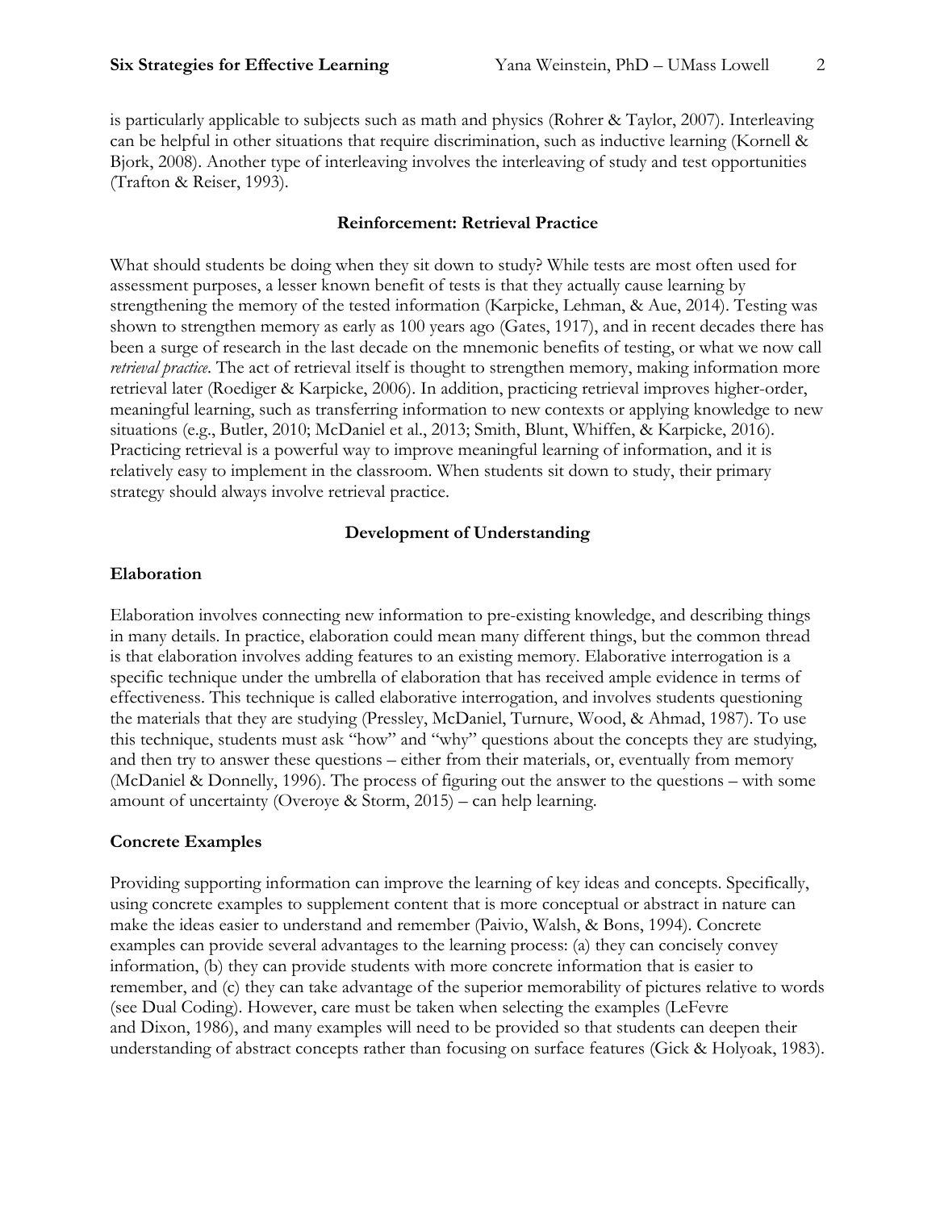is particularly applicable to subjects such as math and physics (Rohrer & Taylor, 2007). Interleaving can be helpful in other situations that require discrimination, such as inductive learning (Kornell & Bjork, 2008). Another type of interleaving involves the interleaving of study and test opportunities (Trafton & Reiser, 1993).

## Reinforcement: Retrieval Practice

What should students be doing when they sit down to study? While tests are most often used for assessment purposes, a lesser known benefit of tests is that they actually cause learning by strengthening the memory of the tested information (Karpicke, Lehman, & Aue, 2014). Testing was shown to strengthen memory as early as 100 years ago (Gates, 1917), and in recent decades there has been a surge of research in the last decade on the mnemonic benefits of testing, or what we now call *retrieval practice*. The act of retrieval itself is thought to strengthen memory, making information more retrieval later (Roediger & Karpicke, 2006). In addition, practicing retrieval improves higher-order, meaningful learning, such as transferring information to new contexts or applying knowledge to new situations (e.g., Butler, 2010; McDaniel et al., 2013; Smith, Blunt, Whiffen, & Karpicke, 2016). Practicing retrieval is a powerful way to improve meaningful learning of information, and it is relatively easy to implement in the classroom. When students sit down to study, their primary strategy should always involve retrieval practice.

## Development of Understanding

### Elaboration

Elaboration involves connecting new information to pre-existing knowledge, and describing things in many details. In practice, elaboration could mean many different things, but the common thread is that elaboration involves adding features to an existing memory. Elaborative interrogation is a specific technique under the umbrella of elaboration that has received ample evidence in terms of effectiveness. This technique is called elaborative interrogation, and involves students questioning the materials that they are studying (Pressley, McDaniel, Turnure, Wood, & Ahmad, 1987). To use this technique, students must ask "how" and "why" questions about the concepts they are studying, and then try to answer these questions – either from their materials, or, eventually from memory (McDaniel & Donnelly, 1996). The process of figuring out the answer to the questions – with some amount of uncertainty (Overoye & Storm, 2015) – can help learning.

### Concrete Examples

Providing supporting information can improve the learning of key ideas and concepts. Specifically, using concrete examples to supplement content that is more conceptual or abstract in nature can make the ideas easier to understand and remember (Paivio, Walsh, & Bons, 1994). Concrete examples can provide several advantages to the learning process: (a) they can concisely convey information, (b) they can provide students with more concrete information that is easier to remember, and (c) they can take advantage of the superior memorability of pictures relative to words (see Dual Coding). However, care must be taken when selecting the examples (LeFevre and Dixon, 1986), and many examples will need to be provided so that students can deepen their understanding of abstract concepts rather than focusing on surface features (Gick & Holyoak, 1983).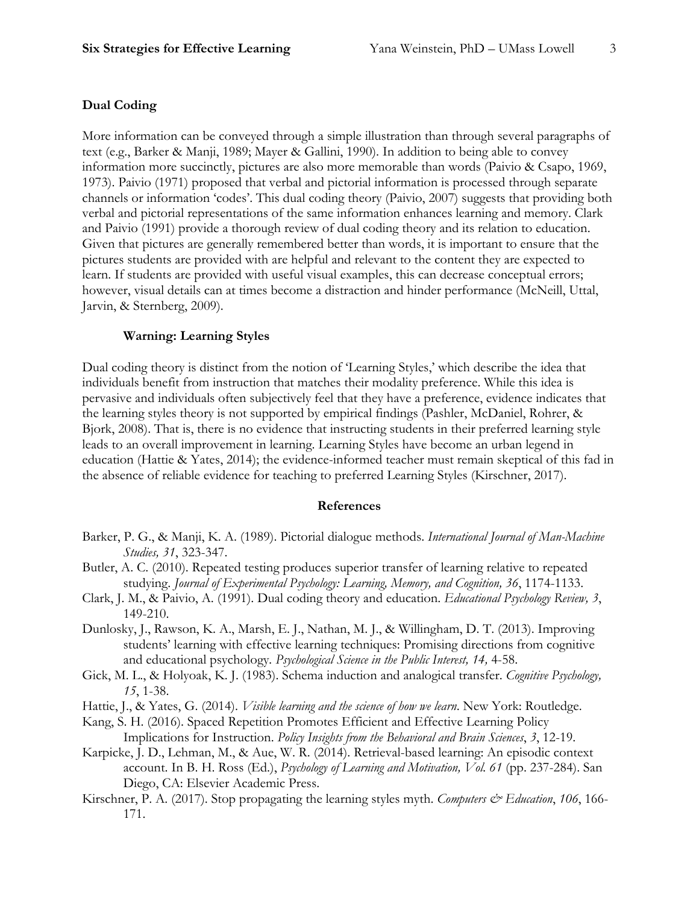## Dual Coding

More information can be conveyed through a simple illustration than through several paragraphs of text (e.g., Barker & Manji, 1989; Mayer & Gallini, 1990). In addition to being able to convey information more succinctly, pictures are also more memorable than words (Paivio & Csapo, 1969, 1973). Paivio (1971) proposed that verbal and pictorial information is processed through separate channels or information 'codes'. This dual coding theory (Paivio, 2007) suggests that providing both verbal and pictorial representations of the same information enhances learning and memory. Clark and Paivio (1991) provide a thorough review of dual coding theory and its relation to education. Given that pictures are generally remembered better than words, it is important to ensure that the pictures students are provided with are helpful and relevant to the content they are expected to learn. If students are provided with useful visual examples, this can decrease conceptual errors; however, visual details can at times become a distraction and hinder performance (McNeill, Uttal, Jarvin, & Sternberg, 2009).

### Warning: Learning Styles

Dual coding theory is distinct from the notion of 'Learning Styles,' which describe the idea that individuals benefit from instruction that matches their modality preference. While this idea is pervasive and individuals often subjectively feel that they have a preference, evidence indicates that the learning styles theory is not supported by empirical findings (Pashler, McDaniel, Rohrer, & Bjork, 2008). That is, there is no evidence that instructing students in their preferred learning style leads to an overall improvement in learning. Learning Styles have become an urban legend in education (Hattie & Yates, 2014); the evidence-informed teacher must remain skeptical of this fad in the absence of reliable evidence for teaching to preferred Learning Styles (Kirschner, 2017).

## References

Barker, P. G., & Manji, K. A. (1989). Pictorial dialogue methods. *International Journal of Man-Machine Studies, 31*, 323-347.

Butler, A. C. (2010). Repeated testing produces superior transfer of learning relative to repeated studying. *Journal of Experimental Psychology: Learning, Memory, and Cognition, 36*, 1174-1133.

Clark, J. M., & Paivio, A. (1991). Dual coding theory and education. *Educational Psychology Review, 3*, 149-210.

Dunlosky, J., Rawson, K. A., Marsh, E. J., Nathan, M. J., & Willingham, D. T. (2013). Improving students' learning with effective learning techniques: Promising directions from cognitive and educational psychology. *Psychological Science in the Public Interest, 14,* 4-58.

Gick, M. L., & Holyoak, K. J. (1983). Schema induction and analogical transfer. *Cognitive Psychology, 15*, 1-38.

Hattie, J., & Yates, G. (2014). *Visible learning and the science of how we learn*. New York: Routledge.

Kang, S. H. (2016). Spaced Repetition Promotes Efficient and Effective Learning Policy Implications for Instruction. *Policy Insights from the Behavioral and Brain Sciences*, *3*, 12-19.

Karpicke, J. D., Lehman, M., & Aue, W. R. (2014). Retrieval-based learning: An episodic context account. In B. H. Ross (Ed.), *Psychology of Learning and Motivation, Vol. 61* (pp. 237-284). San Diego, CA: Elsevier Academic Press.

Kirschner, P. A. (2017). Stop propagating the learning styles myth. *Computers & Education*, *106*, 166-171.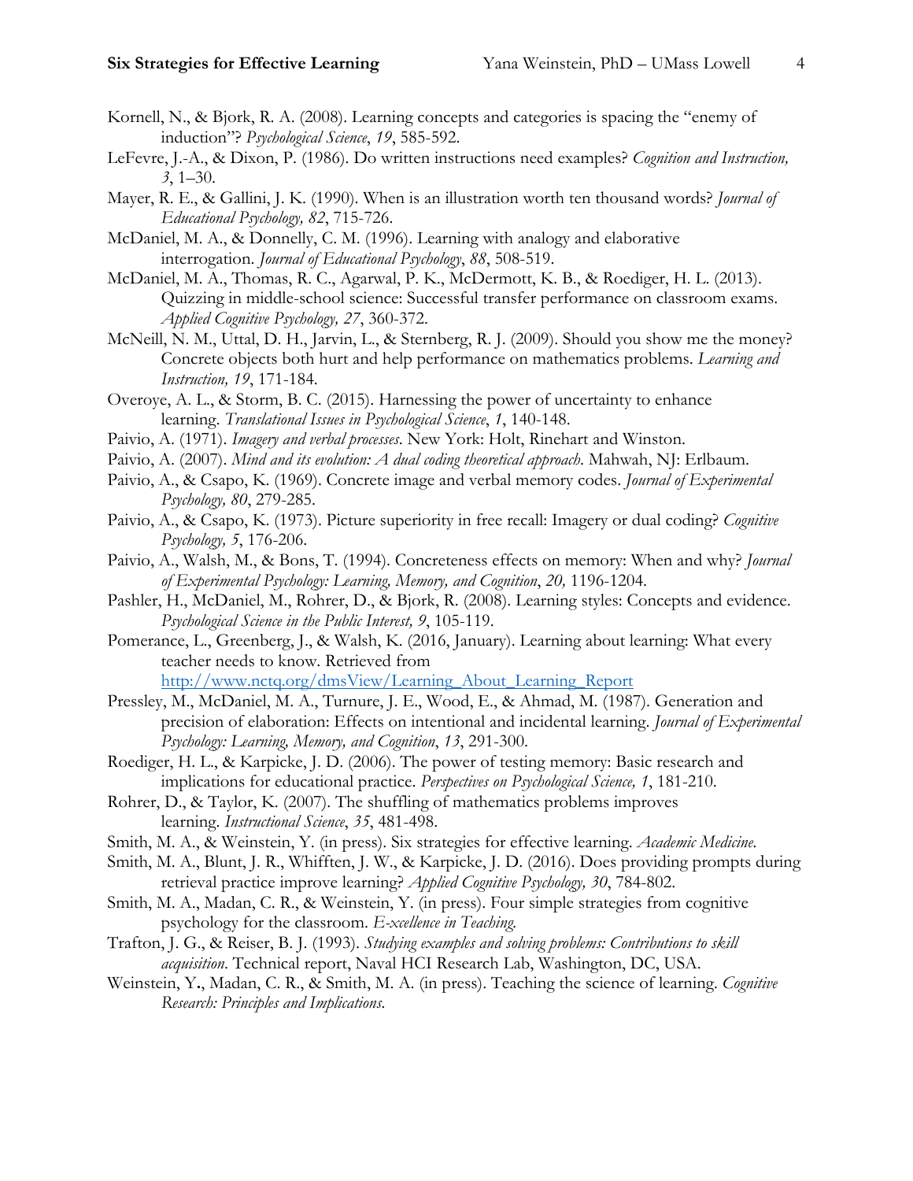Kornell, N., & Bjork, R. A. (2008). Learning concepts and categories is spacing the "enemy of induction"? *Psychological Science*, *19*, 585-592.

LeFevre, J.-A., & Dixon, P. (1986). Do written instructions need examples? *Cognition and Instruction, 3*, 1–30.

Mayer, R. E., & Gallini, J. K. (1990). When is an illustration worth ten thousand words? *Journal of Educational Psychology, 82*, 715-726.

McDaniel, M. A., & Donnelly, C. M. (1996). Learning with analogy and elaborative interrogation. *Journal of Educational Psychology*, *88*, 508-519.

McDaniel, M. A., Thomas, R. C., Agarwal, P. K., McDermott, K. B., & Roediger, H. L. (2013). Quizzing in middle-school science: Successful transfer performance on classroom exams. *Applied Cognitive Psychology, 27*, 360-372.

McNeill, N. M., Uttal, D. H., Jarvin, L., & Sternberg, R. J. (2009). Should you show me the money? Concrete objects both hurt and help performance on mathematics problems. *Learning and Instruction, 19*, 171-184.

Overoye, A. L., & Storm, B. C. (2015). Harnessing the power of uncertainty to enhance learning. *Translational Issues in Psychological Science*, *1*, 140-148.

Paivio, A. (1971). *Imagery and verbal processes*. New York: Holt, Rinehart and Winston.

Paivio, A. (2007). *Mind and its evolution: A dual coding theoretical approach*. Mahwah, NJ: Erlbaum.

Paivio, A., & Csapo, K. (1969). Concrete image and verbal memory codes. *Journal of Experimental Psychology, 80*, 279-285.

Paivio, A., & Csapo, K. (1973). Picture superiority in free recall: Imagery or dual coding? *Cognitive Psychology, 5*, 176-206.

Paivio, A., Walsh, M., & Bons, T. (1994). Concreteness effects on memory: When and why? *Journal of Experimental Psychology: Learning, Memory, and Cognition*, *20,* 1196-1204.

Pashler, H., McDaniel, M., Rohrer, D., & Bjork, R. (2008). Learning styles: Concepts and evidence. *Psychological Science in the Public Interest, 9*, 105-119.

Pomerance, L., Greenberg, J., & Walsh, K. (2016, January). Learning about learning: What every teacher needs to know. Retrieved from http://www.nctq.org/dmsView/Learning_About_Learning_Report

Pressley, M., McDaniel, M. A., Turnure, J. E., Wood, E., & Ahmad, M. (1987). Generation and precision of elaboration: Effects on intentional and incidental learning. *Journal of Experimental Psychology: Learning, Memory, and Cognition*, *13*, 291-300.

Roediger, H. L., & Karpicke, J. D. (2006). The power of testing memory: Basic research and implications for educational practice. *Perspectives on Psychological Science, 1*, 181-210.

Rohrer, D., & Taylor, K. (2007). The shuffling of mathematics problems improves learning. *Instructional Science*, *35*, 481-498.

Smith, M. A., & Weinstein, Y. (in press). Six strategies for effective learning. *Academic Medicine.*

Smith, M. A., Blunt, J. R., Whifften, J. W., & Karpicke, J. D. (2016). Does providing prompts during retrieval practice improve learning? *Applied Cognitive Psychology, 30*, 784-802.

Smith, M. A., Madan, C. R., & Weinstein, Y. (in press). Four simple strategies from cognitive psychology for the classroom. *E-xcellence in Teaching.*

Trafton, J. G., & Reiser, B. J. (1993). *Studying examples and solving problems: Contributions to skill acquisition*. Technical report, Naval HCI Research Lab, Washington, DC, USA.

Weinstein, Y., Madan, C. R., & Smith, M. A. (in press). Teaching the science of learning. *Cognitive Research: Principles and Implications.*